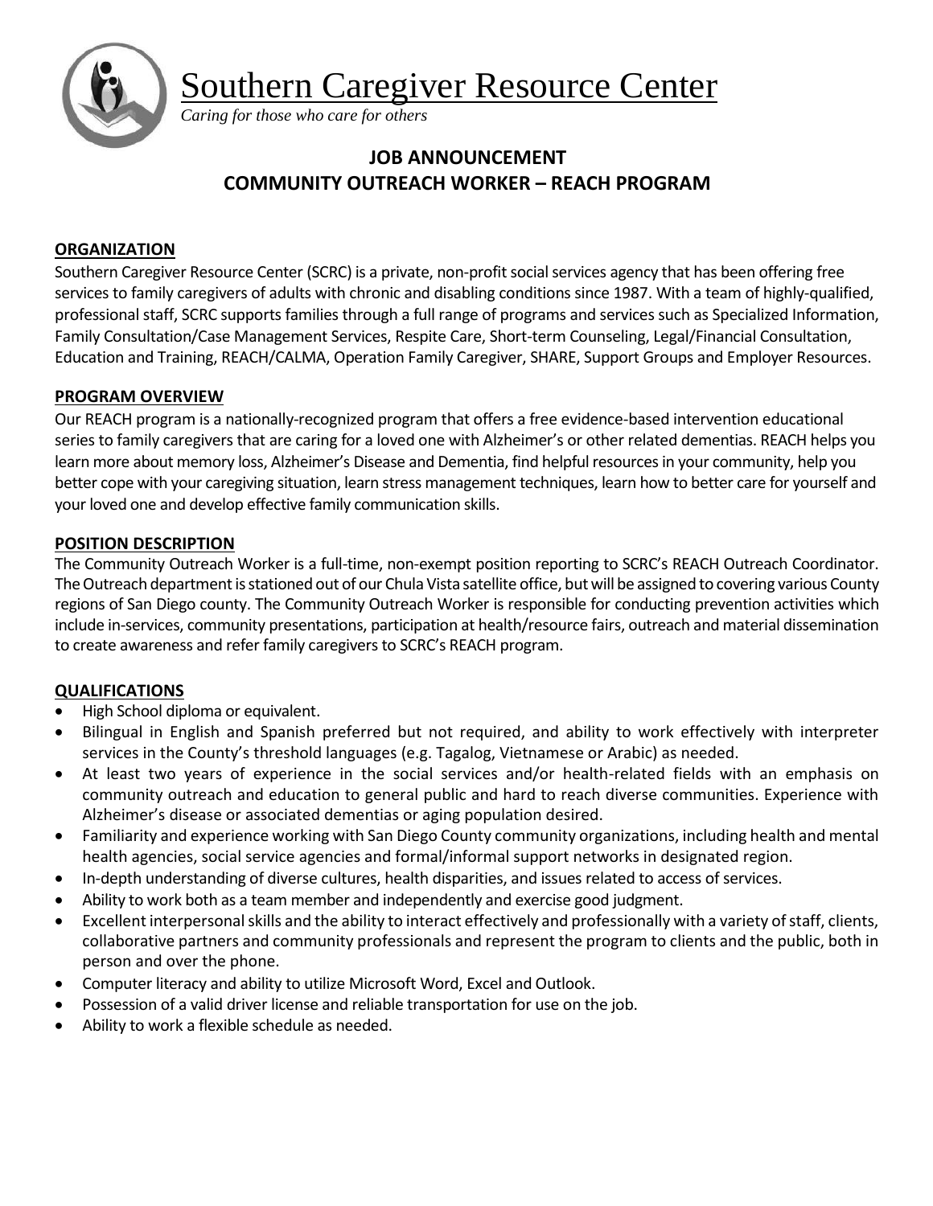# Southern Caregiver Resource Center

*Caring for those who care for others*

## JOB ANNOUNCEMENT
## COMMUNITY OUTREACH WORKER – REACH PROGRAM

### ORGANIZATION

Southern Caregiver Resource Center (SCRC) is a private, non-profit social services agency that has been offering free services to family caregivers of adults with chronic and disabling conditions since 1987. With a team of highly-qualified, professional staff, SCRC supports families through a full range of programs and services such as Specialized Information, Family Consultation/Case Management Services, Respite Care, Short-term Counseling, Legal/Financial Consultation, Education and Training, REACH/CALMA, Operation Family Caregiver, SHARE, Support Groups and Employer Resources.

### PROGRAM OVERVIEW

Our REACH program is a nationally-recognized program that offers a free evidence-based intervention educational series to family caregivers that are caring for a loved one with Alzheimer's or other related dementias. REACH helps you learn more about memory loss, Alzheimer's Disease and Dementia, find helpful resources in your community, help you better cope with your caregiving situation, learn stress management techniques, learn how to better care for yourself and your loved one and develop effective family communication skills.

### POSITION DESCRIPTION

The Community Outreach Worker is a full-time, non-exempt position reporting to SCRC's REACH Outreach Coordinator. The Outreach department is stationed out of our Chula Vista satellite office, but will be assigned to covering various County regions of San Diego county. The Community Outreach Worker is responsible for conducting prevention activities which include in-services, community presentations, participation at health/resource fairs, outreach and material dissemination to create awareness and refer family caregivers to SCRC's REACH program.

### QUALIFICATIONS

- High School diploma or equivalent.
- Bilingual in English and Spanish preferred but not required, and ability to work effectively with interpreter services in the County's threshold languages (e.g. Tagalog, Vietnamese or Arabic) as needed.
- At least two years of experience in the social services and/or health-related fields with an emphasis on community outreach and education to general public and hard to reach diverse communities. Experience with Alzheimer's disease or associated dementias or aging population desired.
- Familiarity and experience working with San Diego County community organizations, including health and mental health agencies, social service agencies and formal/informal support networks in designated region.
- In-depth understanding of diverse cultures, health disparities, and issues related to access of services.
- Ability to work both as a team member and independently and exercise good judgment.
- Excellent interpersonal skills and the ability to interact effectively and professionally with a variety of staff, clients, collaborative partners and community professionals and represent the program to clients and the public, both in person and over the phone.
- Computer literacy and ability to utilize Microsoft Word, Excel and Outlook.
- Possession of a valid driver license and reliable transportation for use on the job.
- Ability to work a flexible schedule as needed.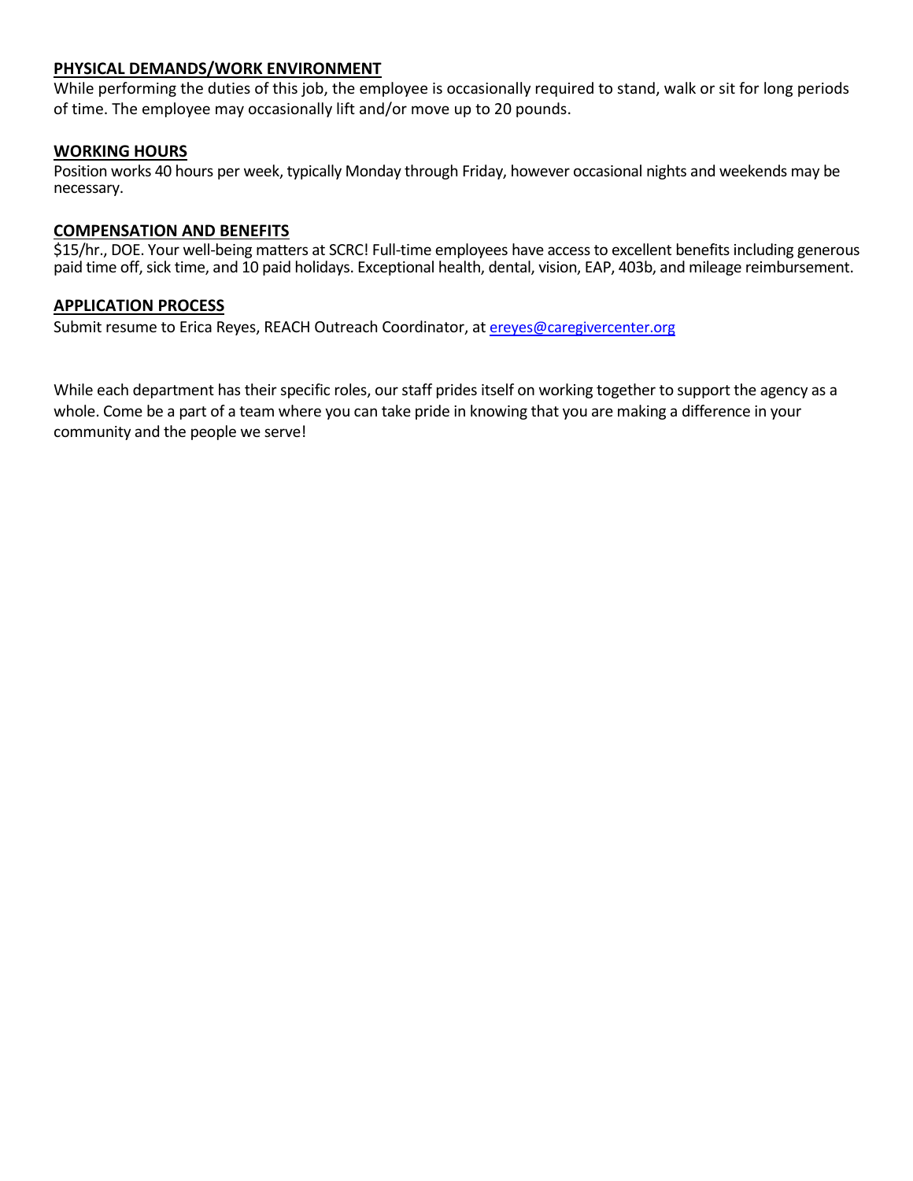## **PHYSICAL DEMANDS/WORK ENVIRONMENT**

While performing the duties of this job, the employee is occasionally required to stand, walk or sit for long periods of time. The employee may occasionally lift and/or move up to 20 pounds.

## **WORKING HOURS**

Position works 40 hours per week, typically Monday through Friday, however occasional nights and weekends may be necessary.

## **COMPENSATION AND BENEFITS**

$15/hr., DOE. Your well-being matters at SCRC! Full-time employees have access to excellent benefits including generous paid time off, sick time, and 10 paid holidays. Exceptional health, dental, vision, EAP, 403b, and mileage reimbursement.

## **APPLICATION PROCESS**

Submit resume to Erica Reyes, REACH Outreach Coordinator, at ereyes@caregivercenter.org

While each department has their specific roles, our staff prides itself on working together to support the agency as a whole. Come be a part of a team where you can take pride in knowing that you are making a difference in your community and the people we serve!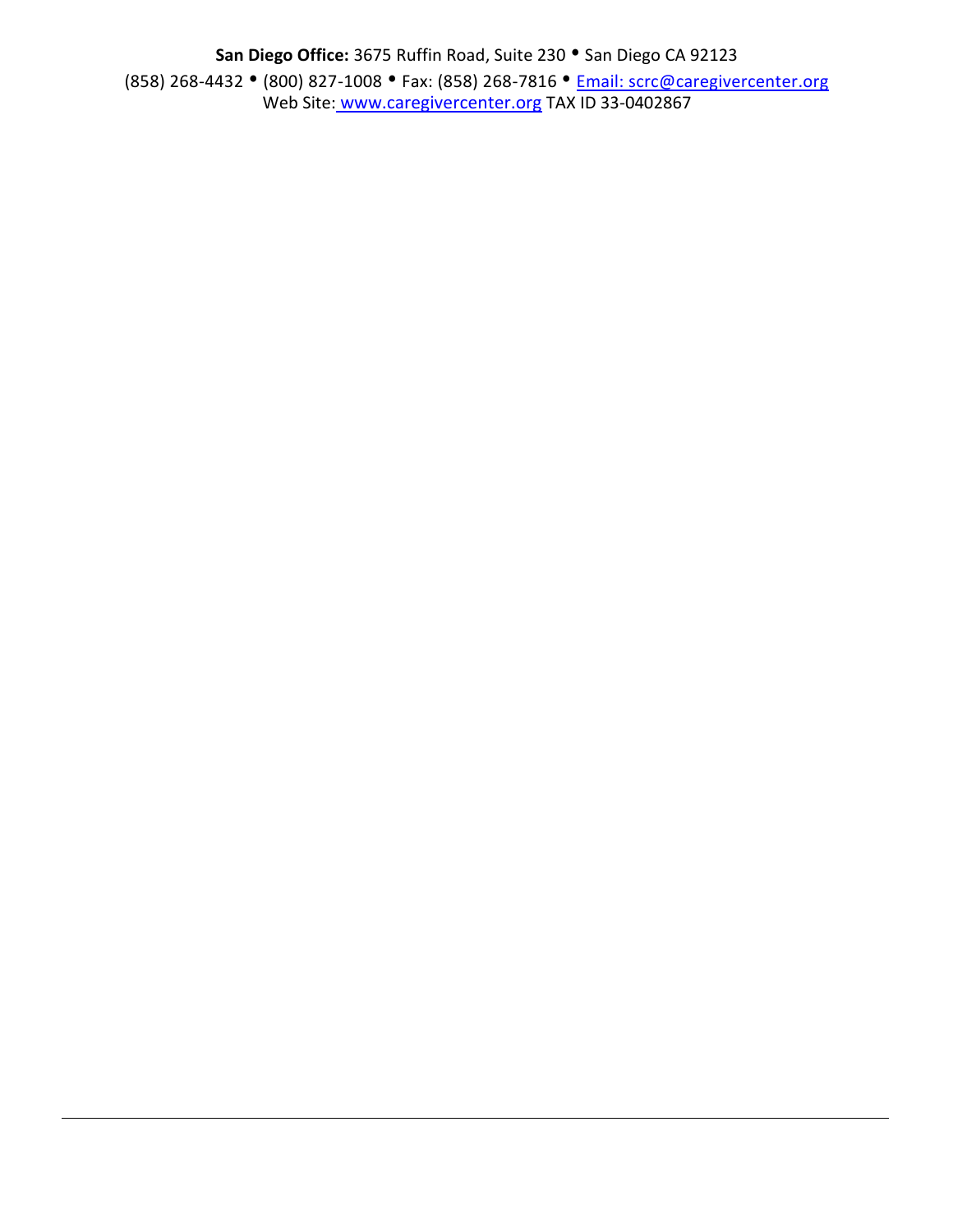**San Diego Office:** 3675 Ruffin Road, Suite 230 • San Diego CA 92123

(858) 268-4432 • (800) 827-1008 • Fax: (858) 268-7816 • Email: scrc@caregivercenter.org
Web Site: www.caregivercenter.org TAX ID 33-0402867